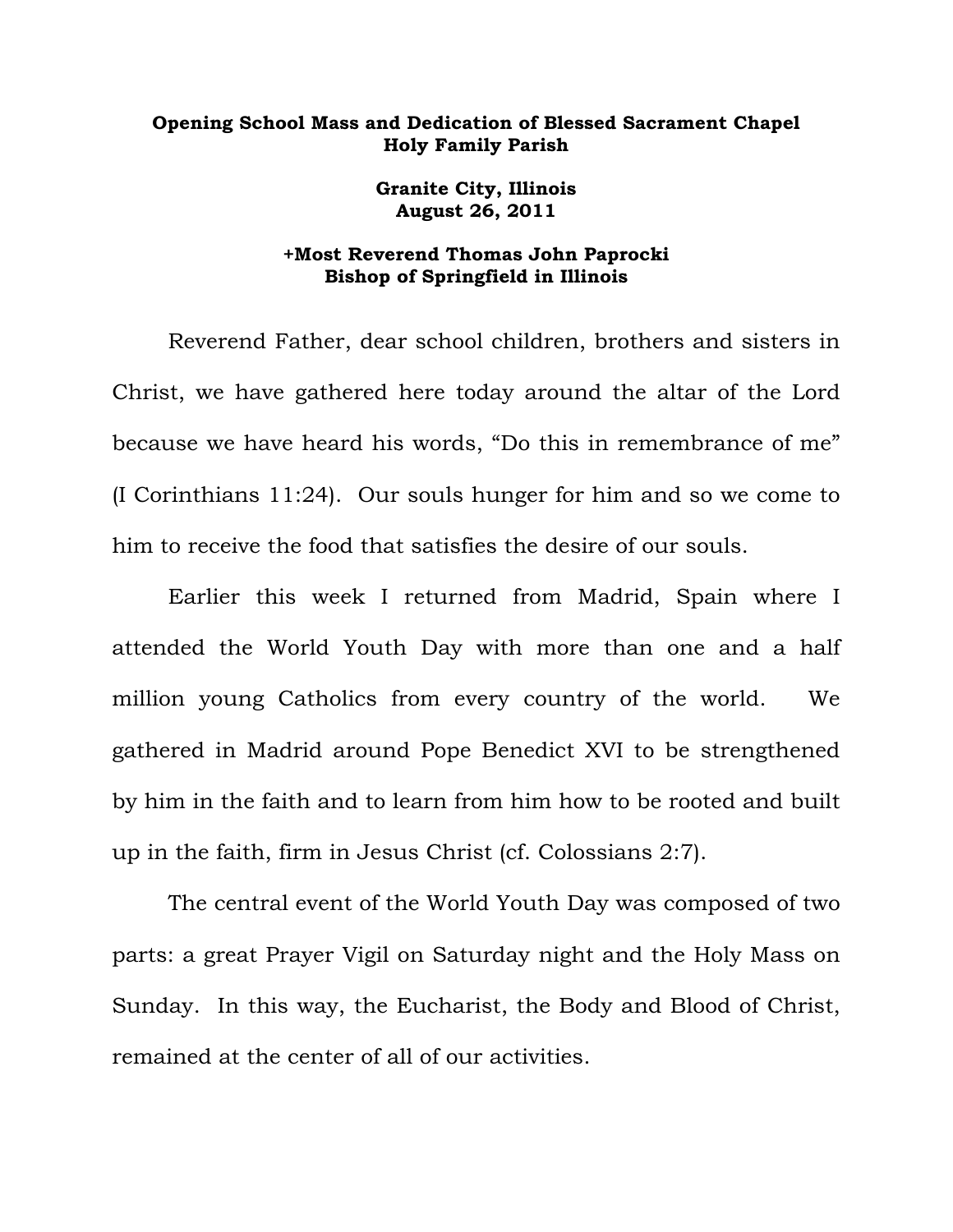**Opening School Mass and Dedication of Blessed Sacrament Chapel**
**Holy Family Parish**

**Granite City, Illinois**
**August 26, 2011**

**+Most Reverend Thomas John Paprocki**
**Bishop of Springfield in Illinois**

Reverend Father, dear school children, brothers and sisters in Christ, we have gathered here today around the altar of the Lord because we have heard his words, "Do this in remembrance of me" (I Corinthians 11:24). Our souls hunger for him and so we come to him to receive the food that satisfies the desire of our souls.

Earlier this week I returned from Madrid, Spain where I attended the World Youth Day with more than one and a half million young Catholics from every country of the world. We gathered in Madrid around Pope Benedict XVI to be strengthened by him in the faith and to learn from him how to be rooted and built up in the faith, firm in Jesus Christ (cf. Colossians 2:7).

The central event of the World Youth Day was composed of two parts: a great Prayer Vigil on Saturday night and the Holy Mass on Sunday. In this way, the Eucharist, the Body and Blood of Christ, remained at the center of all of our activities.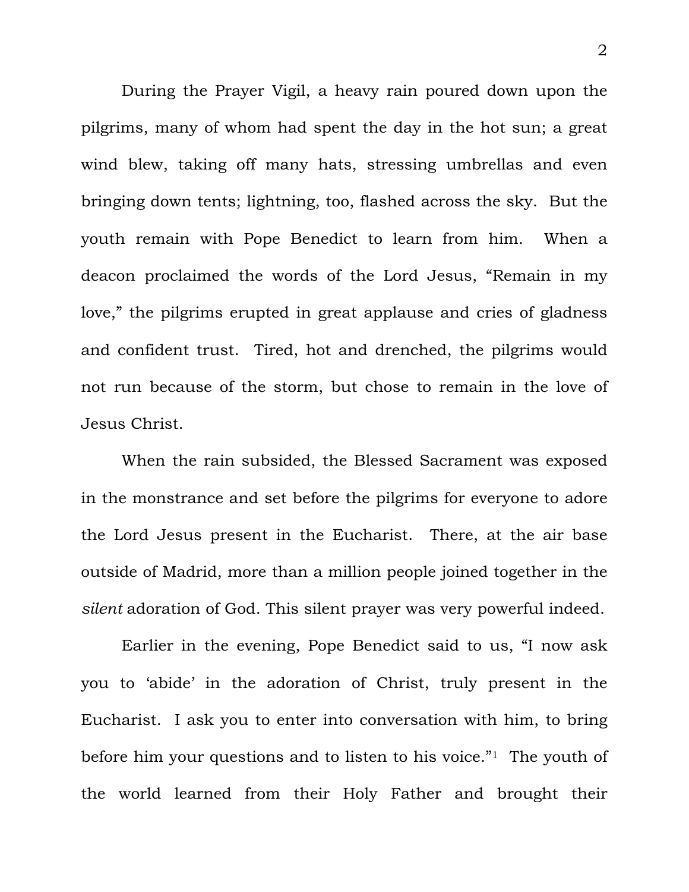During the Prayer Vigil, a heavy rain poured down upon the pilgrims, many of whom had spent the day in the hot sun; a great wind blew, taking off many hats, stressing umbrellas and even bringing down tents; lightning, too, flashed across the sky. But the youth remain with Pope Benedict to learn from him. When a deacon proclaimed the words of the Lord Jesus, "Remain in my love," the pilgrims erupted in great applause and cries of gladness and confident trust. Tired, hot and drenched, the pilgrims would not run because of the storm, but chose to remain in the love of Jesus Christ.

When the rain subsided, the Blessed Sacrament was exposed in the monstrance and set before the pilgrims for everyone to adore the Lord Jesus present in the Eucharist. There, at the air base outside of Madrid, more than a million people joined together in the *silent* adoration of God. This silent prayer was very powerful indeed.

Earlier in the evening, Pope Benedict said to us, "I now ask you to 'abide' in the adoration of Christ, truly present in the Eucharist. I ask you to enter into conversation with him, to bring before him your questions and to listen to his voice."[1] The youth of the world learned from their Holy Father and brought their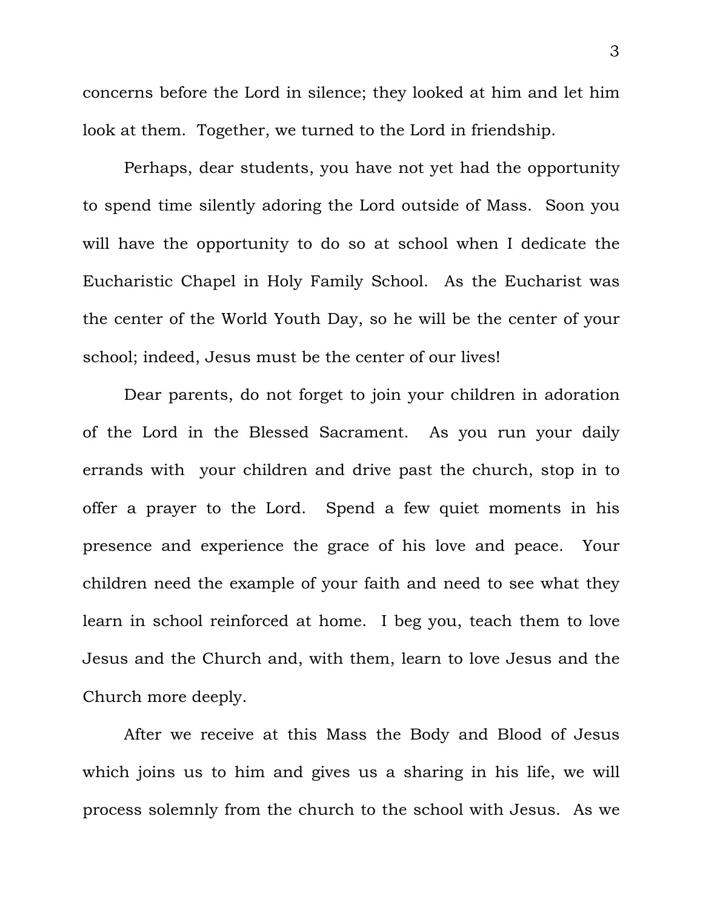concerns before the Lord in silence; they looked at him and let him look at them. Together, we turned to the Lord in friendship.

Perhaps, dear students, you have not yet had the opportunity to spend time silently adoring the Lord outside of Mass. Soon you will have the opportunity to do so at school when I dedicate the Eucharistic Chapel in Holy Family School. As the Eucharist was the center of the World Youth Day, so he will be the center of your school; indeed, Jesus must be the center of our lives!

Dear parents, do not forget to join your children in adoration of the Lord in the Blessed Sacrament. As you run your daily errands with your children and drive past the church, stop in to offer a prayer to the Lord. Spend a few quiet moments in his presence and experience the grace of his love and peace. Your children need the example of your faith and need to see what they learn in school reinforced at home. I beg you, teach them to love Jesus and the Church and, with them, learn to love Jesus and the Church more deeply.

After we receive at this Mass the Body and Blood of Jesus which joins us to him and gives us a sharing in his life, we will process solemnly from the church to the school with Jesus. As we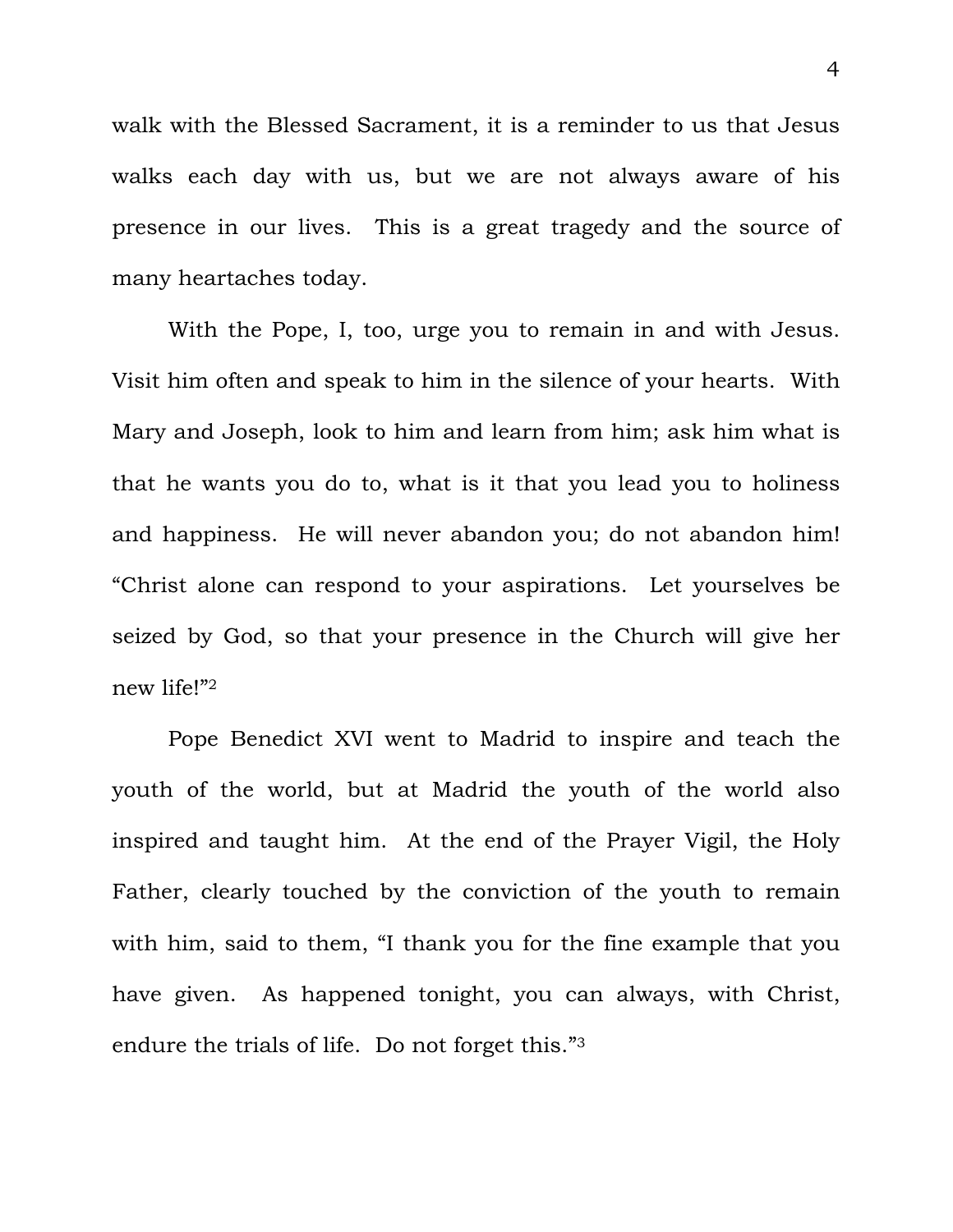walk with the Blessed Sacrament, it is a reminder to us that Jesus walks each day with us, but we are not always aware of his presence in our lives. This is a great tragedy and the source of many heartaches today.

With the Pope, I, too, urge you to remain in and with Jesus. Visit him often and speak to him in the silence of your hearts. With Mary and Joseph, look to him and learn from him; ask him what is that he wants you do to, what is it that you lead you to holiness and happiness. He will never abandon you; do not abandon him! "Christ alone can respond to your aspirations. Let yourselves be seized by God, so that your presence in the Church will give her new life!"[2]

Pope Benedict XVI went to Madrid to inspire and teach the youth of the world, but at Madrid the youth of the world also inspired and taught him. At the end of the Prayer Vigil, the Holy Father, clearly touched by the conviction of the youth to remain with him, said to them, "I thank you for the fine example that you have given. As happened tonight, you can always, with Christ, endure the trials of life. Do not forget this."[3]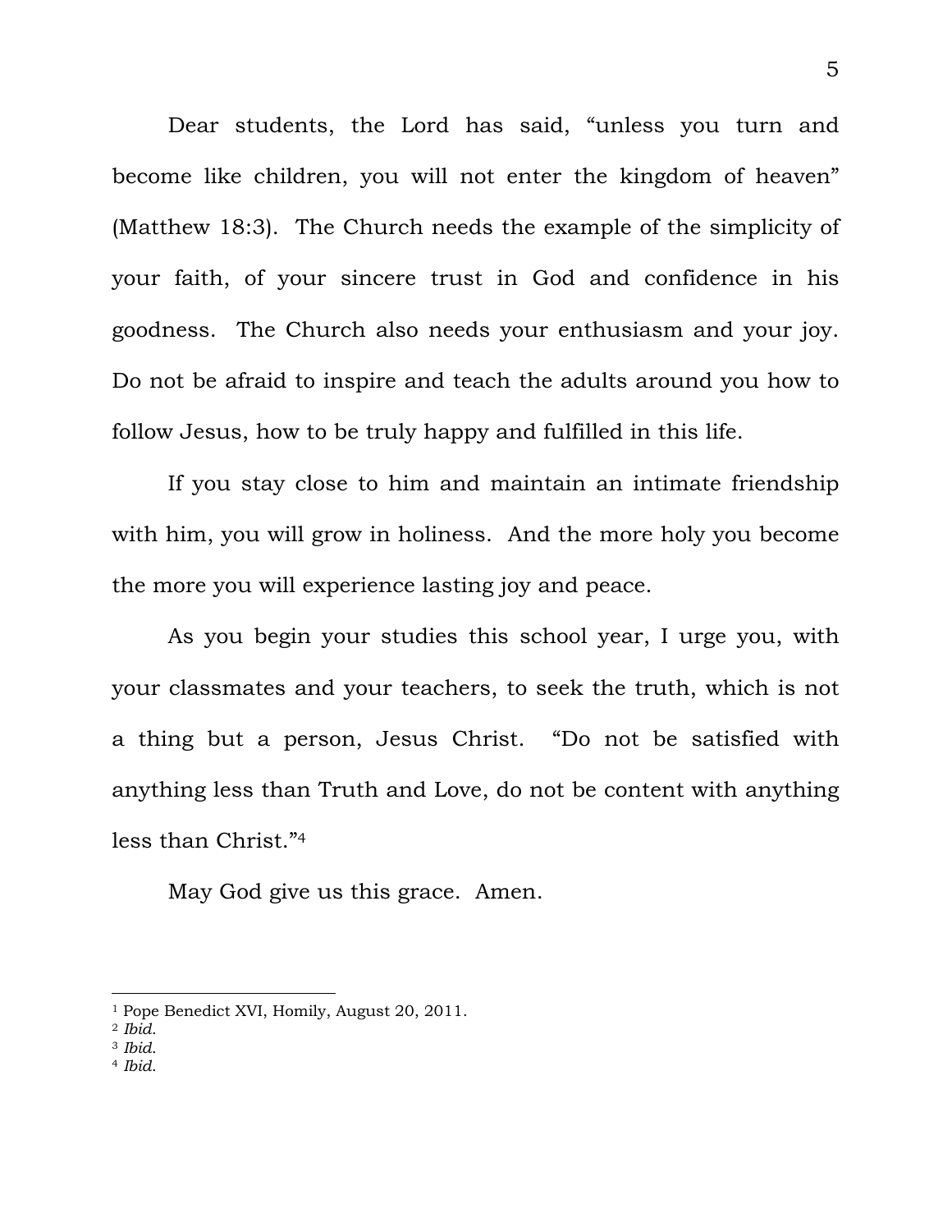Dear students, the Lord has said, “unless you turn and become like children, you will not enter the kingdom of heaven” (Matthew 18:3). The Church needs the example of the simplicity of your faith, of your sincere trust in God and confidence in his goodness. The Church also needs your enthusiasm and your joy. Do not be afraid to inspire and teach the adults around you how to follow Jesus, how to be truly happy and fulfilled in this life.

If you stay close to him and maintain an intimate friendship with him, you will grow in holiness. And the more holy you become the more you will experience lasting joy and peace.

As you begin your studies this school year, I urge you, with your classmates and your teachers, to seek the truth, which is not a thing but a person, Jesus Christ. “Do not be satisfied with anything less than Truth and Love, do not be content with anything less than Christ.”[4]

May God give us this grace. Amen.

---

[1] Pope Benedict XVI, Homily, August 20, 2011.
[2] *Ibid.*
[3] *Ibid.*
[4] *Ibid.*